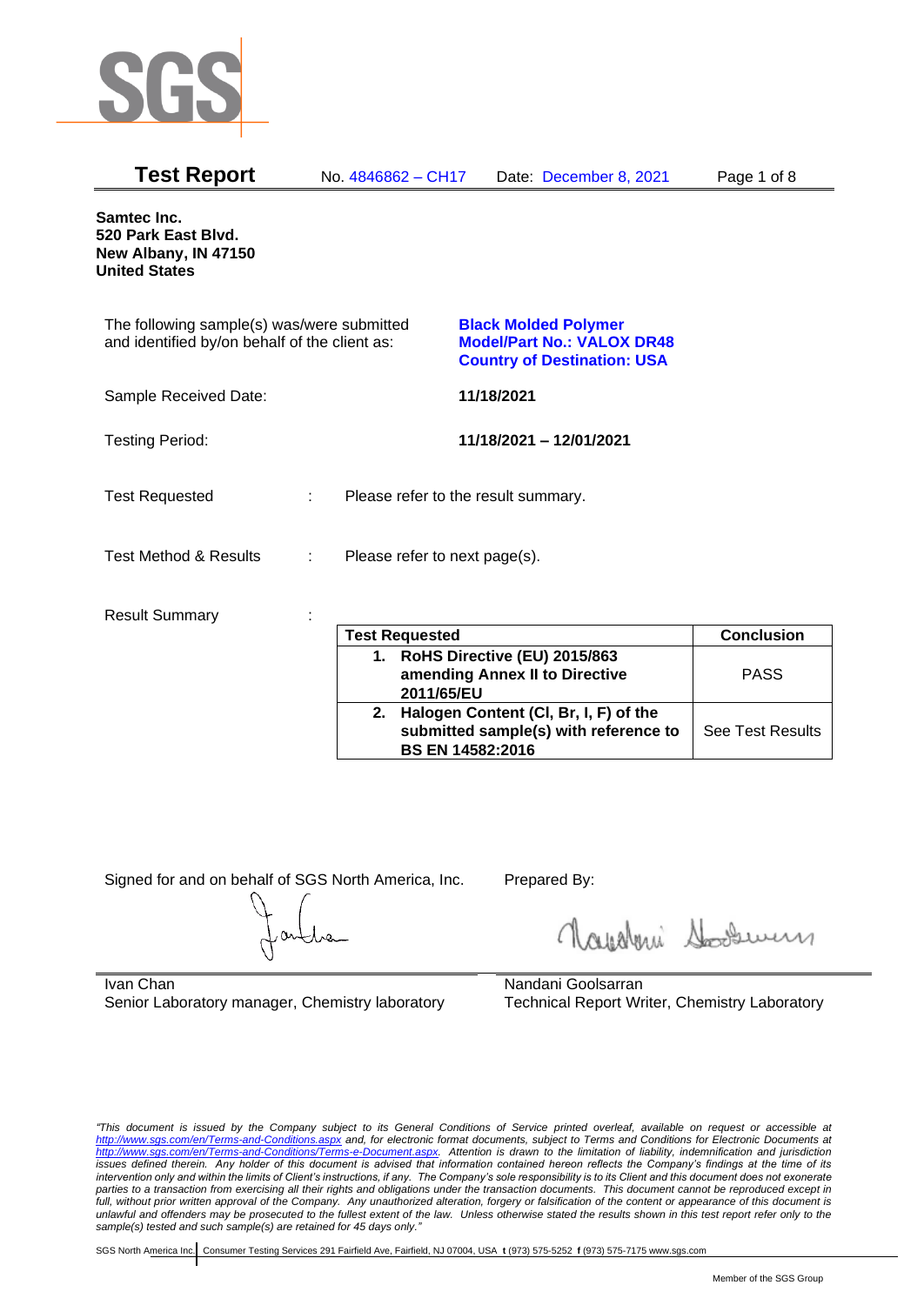# Test Report

No. 4846862 – CH17 Date: December 8, 2021

**Samtec Inc.**
**520 Park East Blvd.**
**New Albany, IN 47150**
**United States**

The following sample(s) was/were submitted and identified by/on behalf of the client as:

**Black Molded Polymer**
**Model/Part No.: VALOX DR48**
**Country of Destination: USA**

Sample Received Date: **11/18/2021**

Testing Period: **11/18/2021 – 12/01/2021**

Test Requested : Please refer to the result summary.

Test Method & Results : Please refer to next page(s).

Result Summary :

| Test Requested | Conclusion |
|---|---|
| **1. RoHS Directive (EU) 2015/863 amending Annex II to Directive 2011/65/EU** | PASS |
| **2. Halogen Content (Cl, Br, I, F) of the submitted sample(s) with reference to BS EN 14582:2016** | See Test Results |

Signed for and on behalf of SGS North America, Inc.

Ivan Chan
Senior Laboratory manager, Chemistry laboratory

Prepared By:

Nandani Goolsarran
Technical Report Writer, Chemistry Laboratory

*"This document is issued by the Company subject to its General Conditions of Service printed overleaf, available on request or accessible at http://www.sgs.com/en/Terms-and-Conditions.aspx and, for electronic format documents, subject to Terms and Conditions for Electronic Documents at http://www.sgs.com/en/Terms-and-Conditions/Terms-e-Document.aspx. Attention is drawn to the limitation of liability, indemnification and jurisdiction issues defined therein. Any holder of this document is advised that information contained hereon reflects the Company's findings at the time of its intervention only and within the limits of Client's instructions, if any. The Company's sole responsibility is to its Client and this document does not exonerate parties to a transaction from exercising all their rights and obligations under the transaction documents. This document cannot be reproduced except in full, without prior written approval of the Company. Any unauthorized alteration, forgery or falsification of the content or appearance of this document is unlawful and offenders may be prosecuted to the fullest extent of the law. Unless otherwise stated the results shown in this test report refer only to the sample(s) tested and such sample(s) are retained for 45 days only."*

SGS North America Inc. Consumer Testing Services 291 Fairfield Ave, Fairfield, NJ 07004, USA t (973) 575-5252 f (973) 575-7175 www.sgs.com

Member of the SGS Group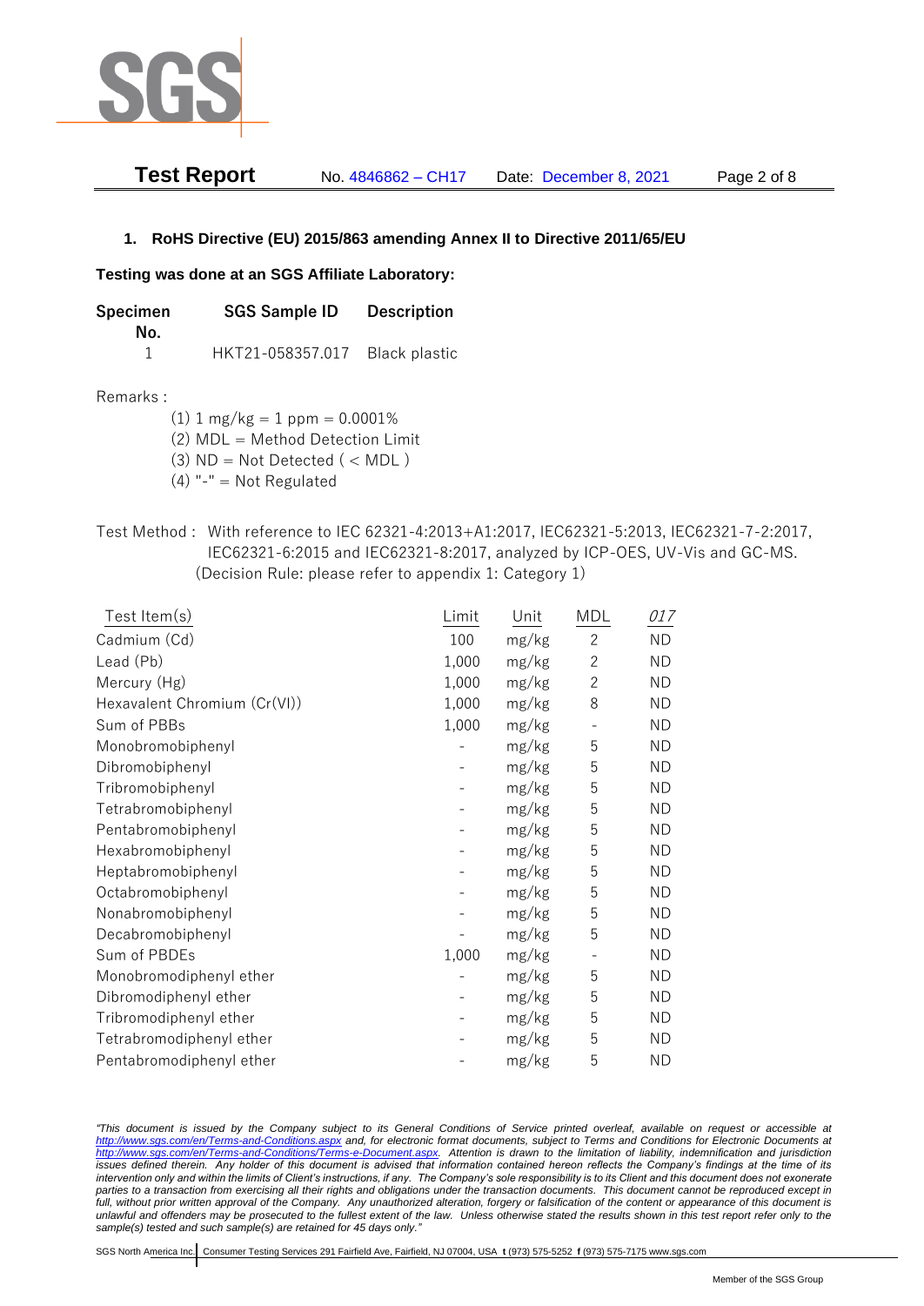## 1. RoHS Directive (EU) 2015/863 amending Annex II to Directive 2011/65/EU

**Testing was done at an SGS Affiliate Laboratory:**

| Specimen No. | SGS Sample ID | Description |
|---|---|---|
| 1 | HKT21-058357.017 | Black plastic |

Remarks :

(1) 1 mg/kg = 1 ppm = 0.0001%
(2) MDL = Method Detection Limit
(3) ND = Not Detected ( < MDL )
(4) "-" = Not Regulated

Test Method : With reference to IEC 62321-4:2013+A1:2017, IEC62321-5:2013, IEC62321-7-2:2017, IEC62321-6:2015 and IEC62321-8:2017, analyzed by ICP-OES, UV-Vis and GC-MS. (Decision Rule: please refer to appendix 1: Category 1)

| Test Item(s) | Limit | Unit | MDL | *017* |
|---|---|---|---|---|
| Cadmium (Cd) | 100 | mg/kg | 2 | ND |
| Lead (Pb) | 1,000 | mg/kg | 2 | ND |
| Mercury (Hg) | 1,000 | mg/kg | 2 | ND |
| Hexavalent Chromium (Cr(VI)) | 1,000 | mg/kg | 8 | ND |
| Sum of PBBs | 1,000 | mg/kg | - | ND |
| Monobromobiphenyl | - | mg/kg | 5 | ND |
| Dibromobiphenyl | - | mg/kg | 5 | ND |
| Tribromobiphenyl | - | mg/kg | 5 | ND |
| Tetrabromobiphenyl | - | mg/kg | 5 | ND |
| Pentabromobiphenyl | - | mg/kg | 5 | ND |
| Hexabromobiphenyl | - | mg/kg | 5 | ND |
| Heptabromobiphenyl | - | mg/kg | 5 | ND |
| Octabromobiphenyl | - | mg/kg | 5 | ND |
| Nonabromobiphenyl | - | mg/kg | 5 | ND |
| Decabromobiphenyl | - | mg/kg | 5 | ND |
| Sum of PBDEs | 1,000 | mg/kg | - | ND |
| Monobromodiphenyl ether | - | mg/kg | 5 | ND |
| Dibromodiphenyl ether | - | mg/kg | 5 | ND |
| Tribromodiphenyl ether | - | mg/kg | 5 | ND |
| Tetrabromodiphenyl ether | - | mg/kg | 5 | ND |
| Pentabromodiphenyl ether | - | mg/kg | 5 | ND |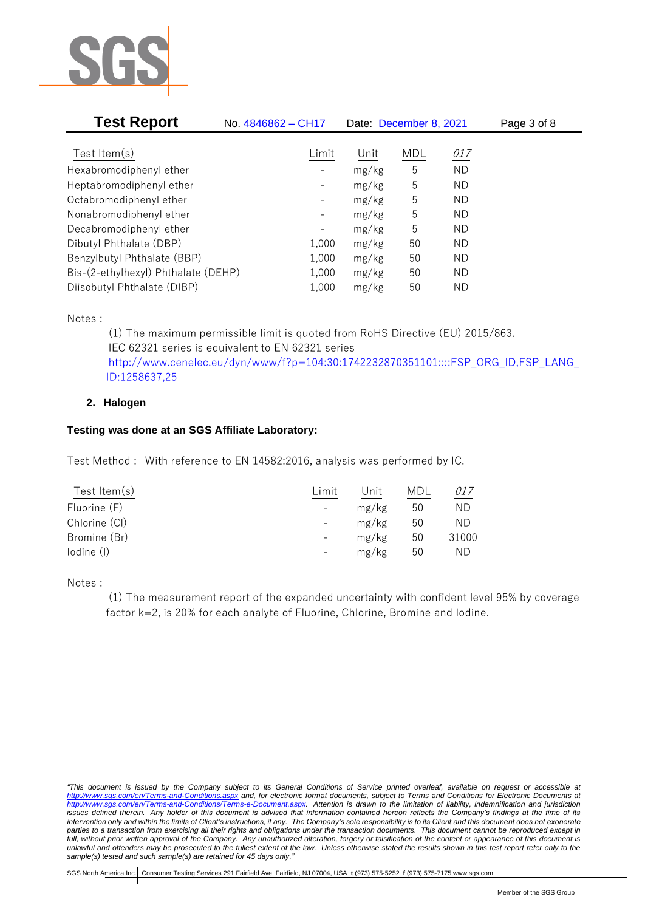| Test Item(s) | Limit | Unit | MDL | *017* |
|---|---|---|---|---|
| Hexabromodiphenyl ether | - | mg/kg | 5 | ND |
| Heptabromodiphenyl ether | - | mg/kg | 5 | ND |
| Octabromodiphenyl ether | - | mg/kg | 5 | ND |
| Nonabromodiphenyl ether | - | mg/kg | 5 | ND |
| Decabromodiphenyl ether | - | mg/kg | 5 | ND |
| Dibutyl Phthalate (DBP) | 1,000 | mg/kg | 50 | ND |
| Benzylbutyl Phthalate (BBP) | 1,000 | mg/kg | 50 | ND |
| Bis-(2-ethylhexyl) Phthalate (DEHP) | 1,000 | mg/kg | 50 | ND |
| Diisobutyl Phthalate (DIBP) | 1,000 | mg/kg | 50 | ND |

Notes :

(1) The maximum permissible limit is quoted from RoHS Directive (EU) 2015/863.
IEC 62321 series is equivalent to EN 62321 series
http://www.cenelec.eu/dyn/www/f?p=104:30:1742232870351101::::FSP_ORG_ID,FSP_LANG_ID:1258637,25

## 2. Halogen

**Testing was done at an SGS Affiliate Laboratory:**

Test Method : With reference to EN 14582:2016, analysis was performed by IC.

| Test Item(s) | Limit | Unit | MDL | *017* |
|---|---|---|---|---|
| Fluorine (F) | - | mg/kg | 50 | ND |
| Chlorine (Cl) | - | mg/kg | 50 | ND |
| Bromine (Br) | - | mg/kg | 50 | 31000 |
| Iodine (I) | - | mg/kg | 50 | ND |

Notes :

(1) The measurement report of the expanded uncertainty with confident level 95% by coverage factor k=2, is 20% for each analyte of Fluorine, Chlorine, Bromine and Iodine.

*"This document is issued by the Company subject to its General Conditions of Service printed overleaf, available on request or accessible at http://www.sgs.com/en/Terms-and-Conditions.aspx and, for electronic format documents, subject to Terms and Conditions for Electronic Documents at http://www.sgs.com/en/Terms-and-Conditions/Terms-e-Document.aspx. Attention is drawn to the limitation of liability, indemnification and jurisdiction issues defined therein. Any holder of this document is advised that information contained hereon reflects the Company's findings at the time of its intervention only and within the limits of Client's instructions, if any. The Company's sole responsibility is to its Client and this document does not exonerate parties to a transaction from exercising all their rights and obligations under the transaction documents. This document cannot be reproduced except in full, without prior approval of the Company. Any unauthorized alteration, forgery or falsification of the content or appearance of this document is unlawful and offenders may be prosecuted to the fullest extent of the law. Unless otherwise stated the results shown in this test report refer only to the sample(s) tested and such sample(s) are retained for 45 days only."*

SGS North America Inc. | Consumer Testing Services 291 Fairfield Ave, Fairfield, NJ 07004, USA **t** (973) 575-5252 **f** (973) 575-7175 www.sgs.com

Member of the SGS Group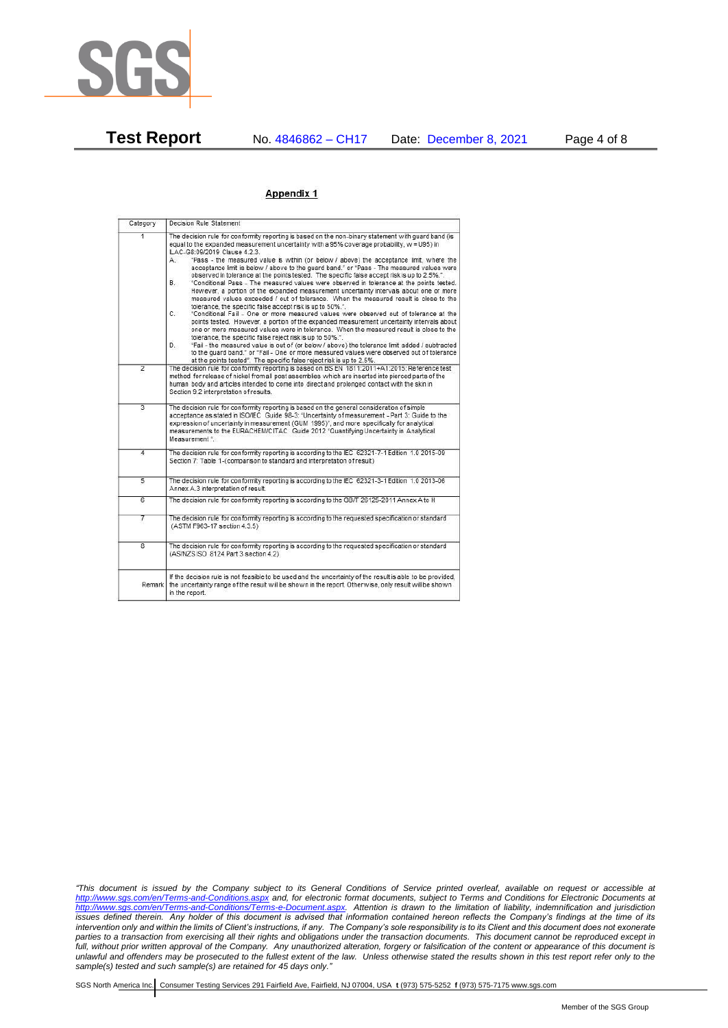**Test Report** No. 4846862 – CH17 Date: December 8, 2021

## Appendix 1

| Category | Decision Rule Statement |
|---|---|
| 1 | The decision rule for conformity reporting is based on the non-binary statement with guard band (is equal to the expanded measurement uncertainty with a 95% coverage probability, w = U95) in ILAC-G8:09/2019 Clause 4.2.3.<br>A. "Pass - the measured value is within (or below / above) the acceptance limit, where the acceptance limit is below / above to the guard band." or "Pass - The measured values were observed in tolerance at the points tested. The specific false accept risk is up to 2.5%.".<br>B. "Conditional Pass - The measured values were observed in tolerance at the points tested. However, a portion of the expanded measurement uncertainty intervals about one or more measured values exceeded / out of tolerance. When the measured result is close to the tolerance, the specific false accept risk is up to 50%.".<br>C. "Conditional Fail - One or more measured values were observed out of tolerance at the points tested. However, a portion of the expanded measurement uncertainty intervals about one or more measured values were in tolerance. When the measured result is close to the tolerance, the specific false reject risk is up to 50%.".<br>D. "Fail - the measured value is out of (or below / above) the tolerance limit added / subtracted to the guard band." or "Fail - One or more measured values were observed out of tolerance at the points tested". The specific false reject risk is up to 2.5%. |
| 2 | The decision rule for conformity reporting is based on BS EN 1811:2011+A1:2015: Reference test method for release of nickel from all post assemblies which are inserted into pierced parts of the human body and articles intended to come into direct and prolonged contact with the skin in Section 9.2 interpretation of results. |
| 3 | The decision rule for conformity reporting is based on the general consideration of simple acceptance as stated in ISO/IEC Guide 98-3: "Uncertainty of measurement - Part 3: Guide to the expression of uncertainty in measurement (GUM 1995)", and more specifically for analytical measurements to the EURACHEM/CITAC Guide 2012 "Quantifying Uncertainty in Analytical Measurement ". |
| 4 | The decision rule for conformity reporting is according to the IEC 62321-7-1 Edition 1.0 2015-09 Section 7: Table 1-(comparison to standard and interpretation of result) |
| 5 | The decision rule for conformity reporting is according to the IEC 62321-3-1 Edition 1.0 2013-06 Annex A.3 interpretation of result. |
| 6 | The decision rule for conformity reporting is according to the GB/T 26125-2011 Annex A to H |
| 7 | The decision rule for conformity reporting is according to the requested specification or standard (ASTM F963-17 section 4.3.5) |
| 8 | The decision rule for conformity reporting is according to the requested specification or standard (AS/NZS ISO 8124 Part 3 section 4.2) |
| Remark | If the decision rule is not feasible to be used and the uncertainty of the result is able to be provided, the uncertainty range of the result will be shown in the report. Otherwise, only result will be shown in the report. |

*"This document is issued by the Company subject to its General Conditions of Service printed overleaf, available on request or accessible at http://www.sgs.com/en/Terms-and-Conditions.aspx and, for electronic format documents, subject to Terms and Conditions for Electronic Documents at http://www.sgs.com/en/Terms-and-Conditions/Terms-e-Document.aspx. Attention is drawn to the limitation of liability, indemnification and jurisdiction issues defined therein. Any holder of this document is advised that information contained hereon reflects the Company's findings at the time of its intervention only and within the limits of Client's instructions, if any. The Company's sole responsibility is to its Client and this document does not exonerate parties to a transaction from exercising all their rights and obligations under the transaction documents. This document cannot be reproduced except in full, without prior written approval of the Company. Any unauthorized alteration, forgery or falsification of the content or appearance of this document is unlawful and offenders may be prosecuted to the fullest extent of the law. Unless otherwise stated the results shown in this test report refer only to the sample(s) tested and such sample(s) are retained for 45 days only."*

SGS North America Inc. | Consumer Testing Services 291 Fairfield Ave, Fairfield, NJ 07004, USA **t** (973) 575-5252 **f** (973) 575-7175 www.sgs.com

Member of the SGS Group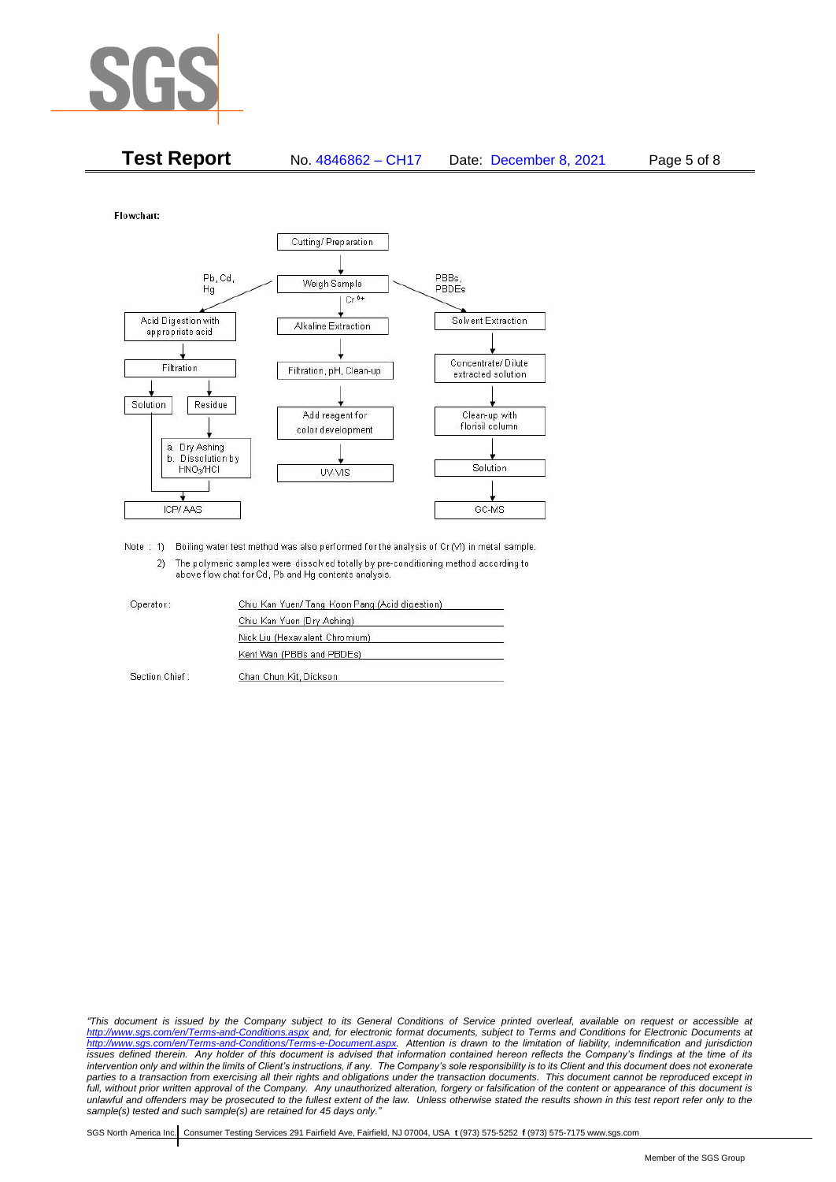Flowchart:

```
                              Cutting/ Preparation
                                       |
          Pb, Cd, Hg  <---------   Weigh Sample   --------->  PBBs, PBDEs
              |                        | Cr 6+                    |
  Acid Digestion with           Alkaline Extraction         Solvent Extraction
  appropriate acid                     |                          |
              |                 Filtration, pH, Clean-up    Concentrate/ Dilute
         Filtration                    |                    extracted solution
          |       |             Add reagent for                   |
     Solution   Residue         color development           Clean-up with
          |       |                    |                    florisil column
          |   a. Dry Ashing          UV-VIS                       |
          |   b. Dissolution by                                Solution
          |      HNO3/HCl                                         |
          |       |                                             GC-MS
          ICP/ AAS
```

Note : 1) Boiling water test method was also performed for the analysis of Cr (VI) in metal sample.

2) The polymeric samples were dissolved totally by pre-conditioning method according to above flow chat for Cd, Pb and Hg contents analysis.

| | |
|---|---|
| Operator: | Chiu Kan Yuen/ Tang Koon Pang (Acid digestion) |
| | Chiu Kan Yuen (Dry Ashing) |
| | Nick Liu (Hexavalent Chromium) |
| | Kent Wan (PBBs and PBDEs) |
| Section Chief : | Chan Chun Kit, Dickson |

*"This document is issued by the Company subject to its General Conditions of Service printed overleaf, available on request or accessible at http://www.sgs.com/en/Terms-and-Conditions.aspx and, for electronic format documents, subject to Terms and Conditions for Electronic Documents at http://www.sgs.com/en/Terms-and-Conditions/Terms-e-Document.aspx. Attention is drawn to the limitation of liability, indemnification and jurisdiction issues defined therein. Any holder of this document is advised that information contained hereon reflects the Company's findings at the time of its intervention only and within the limits of Client's instructions, if any. The Company's sole responsibility is to its Client and this document does not exonerate parties to a transaction from exercising all their rights and obligations under the transaction documents. This document cannot be reproduced except in full, without prior written approval of the Company. Any unauthorized alteration, forgery or falsification of the content or appearance of this document is unlawful and offenders may be prosecuted to the fullest extent of the law. Unless otherwise stated the results shown in this test report refer only to the sample(s) tested and such sample(s) are retained for 45 days only."*

SGS North America Inc. | Consumer Testing Services 291 Fairfield Ave, Fairfield, NJ 07004, USA **t** (973) 575-5252 **f** (973) 575-7175 www.sgs.com

Member of the SGS Group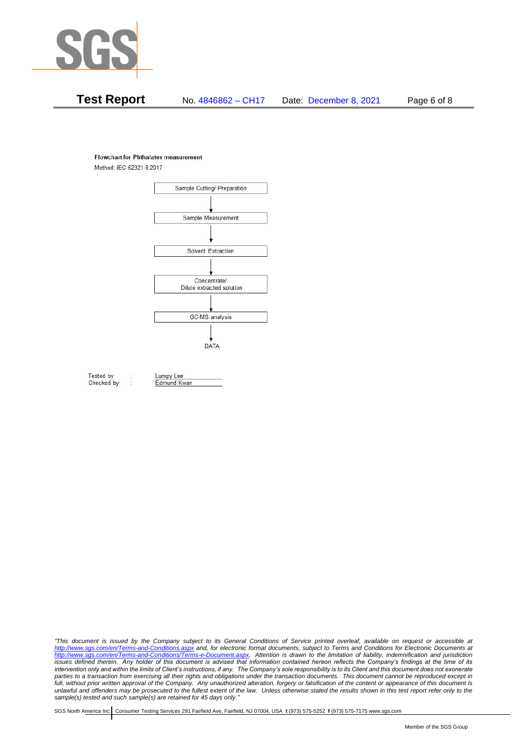**Test Report** No. 4846862 – CH17 Date: December 8, 2021

**Flowchart for Phthalates measurement**

Method: IEC 62321-8:2017

Sample Cutting/ Preparation

↓

Sample Measurement

↓

Solvent Extraction

↓

Concentrate/ Dilute extracted solution

↓

GC-MS analysis

↓

DATA

| | | |
|---|---|---|
| Tested by | : | Lumpy Lee |
| Checked by | : | Edmund Kwan |

*"This document is issued by the Company subject to its General Conditions of Service printed overleaf, available on request or accessible at http://www.sgs.com/en/Terms-and-Conditions.aspx and, for electronic format documents, subject to Terms and Conditions for Electronic Documents at http://www.sgs.com/en/Terms-and-Conditions/Terms-e-Document.aspx. Attention is drawn to the limitation of liability, indemnification and jurisdiction issues defined therein. Any holder of this document is advised that information contained hereon reflects the Company's findings at the time of its intervention only and within the limits of Client's instructions, if any. The Company's sole responsibility is to its Client and this document does not exonerate parties to a transaction from exercising all their rights and obligations under the transaction documents. This document cannot be reproduced except in full, without prior written approval of the Company. Any unauthorized alteration, forgery or falsification of the content or appearance of this document is unlawful and offenders may be prosecuted to the fullest extent of the law. Unless otherwise stated the results shown in this test report refer only to the sample(s) tested and such sample(s) are retained for 45 days only."*

SGS North America Inc. | Consumer Testing Services 291 Fairfield Ave, Fairfield, NJ 07004, USA **t** (973) 575-5252 **f** (973) 575-7175 www.sgs.com

Member of the SGS Group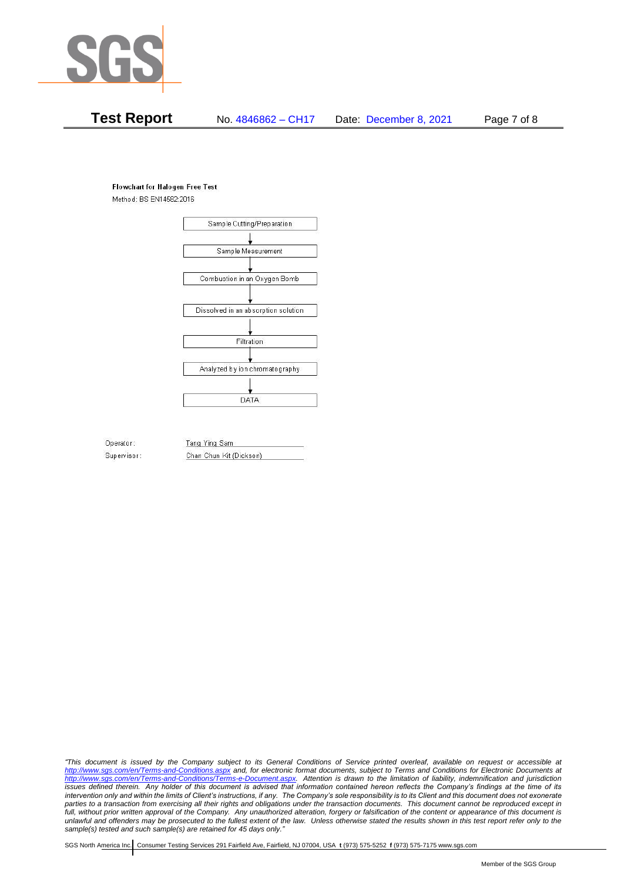**Flowchart for Halogen Free Test**

Method: BS EN14582:2016

Sample Cutting/Preparation

↓

Sample Measurement

↓

Combustion in an Oxygen Bomb

↓

Dissolved in an absorption solution

↓

Filtration

↓

Analyzed by ion chromatography

↓

DATA

Operator: Tang Ying Sam

Supervisor: Chan Chun Kit (Dickson)

*"This document is issued by the Company subject to its General Conditions of Service printed overleaf, available on request or accessible at http://www.sgs.com/en/Terms-and-Conditions.aspx and, for electronic format documents, subject to Terms and Conditions for Electronic Documents at http://www.sgs.com/en/Terms-and-Conditions/Terms-e-Document.aspx. Attention is drawn to the limitation of liability, indemnification and jurisdiction issues defined therein. Any holder of this document is advised that information contained hereon reflects the Company's findings at the time of its intervention only and within the limits of Client's instructions, if any. The Company's sole responsibility is to its Client and this document does not exonerate parties to a transaction from exercising all their rights and obligations under the transaction documents. This document cannot be reproduced except in full, without prior written approval of the Company. Any unauthorized alteration, forgery or falsification of the content or appearance of this document is unlawful and offenders may be prosecuted to the fullest extent of the law. Unless otherwise stated the results shown in this test report refer only to the sample(s) tested and such sample(s) are retained for 45 days only."*

SGS North America Inc. | Consumer Testing Services 291 Fairfield Ave, Fairfield, NJ 07004, USA **t** (973) 575-5252 **f** (973) 575-7175 www.sgs.com

Member of the SGS Group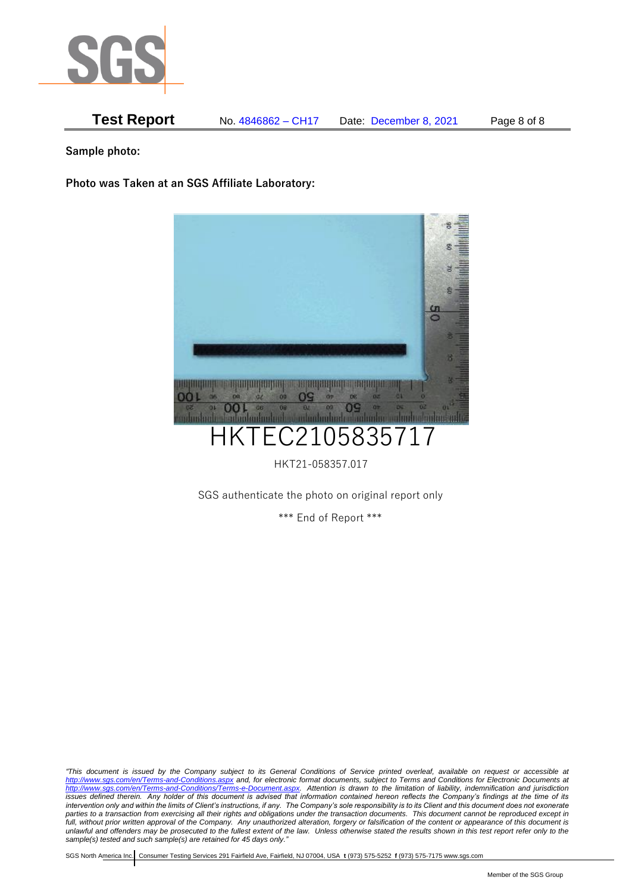**Sample photo:**

**Photo was Taken at an SGS Affiliate Laboratory:**

HKTEC2105835717

HKT21-058357.017

SGS authenticate the photo on original report only

\*\*\* End of Report \*\*\*

*"This document is issued by the Company subject to its General Conditions of Service printed overleaf, available on request or accessible at http://www.sgs.com/en/Terms-and-Conditions.aspx and, for electronic format documents, subject to Terms and Conditions for Electronic Documents at http://www.sgs.com/en/Terms-and-Conditions/Terms-e-Document.aspx. Attention is drawn to the limitation of liability, indemnification and jurisdiction issues defined therein. Any holder of this document is advised that information contained hereon reflects the Company's findings at the time of its intervention only and within the limits of Client's instructions, if any. The Company's sole responsibility is to its Client and this document does not exonerate parties to a transaction from exercising all their rights and obligations under the transaction documents. This document cannot be reproduced except in full, without prior written approval of the Company. Any unauthorized alteration, forgery or falsification of the content or appearance of this document is unlawful and offenders may be prosecuted to the fullest extent of the law. Unless otherwise stated the results shown in this test report refer only to the sample(s) tested and such sample(s) are retained for 45 days only."*

SGS North America Inc. | Consumer Testing Services 291 Fairfield Ave, Fairfield, NJ 07004, USA **t** (973) 575-5252 **f** (973) 575-7175 www.sgs.com

Member of the SGS Group